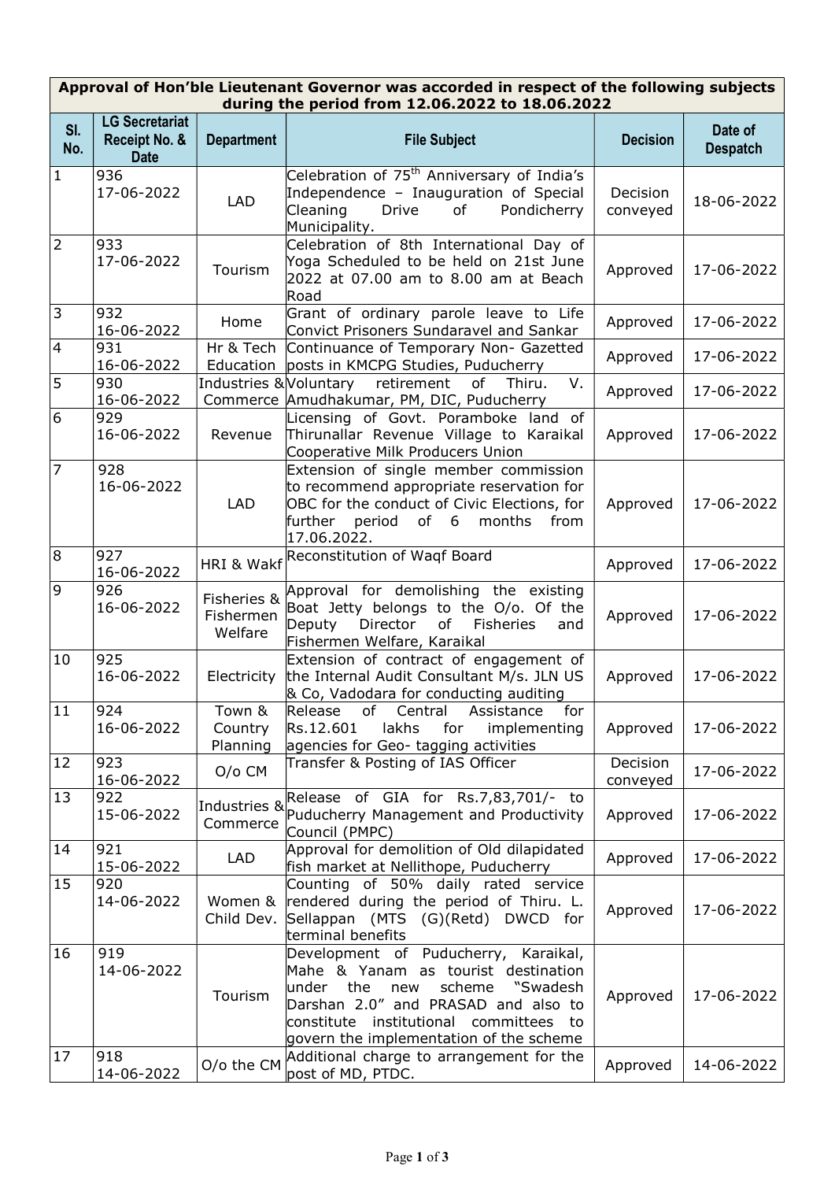| Approval of Hon'ble Lieutenant Governor was accorded in respect of the following subjects during the period from 12.06.2022 to 18.06.2022 | | | | | |
|---|---|---|---|---|---|
| Sl. No. | LG Secretariat Receipt No. & Date | Department | File Subject | Decision | Date of Despatch |
| 1 | 936 17-06-2022 | LAD | Celebration of 75th Anniversary of India's Independence – Inauguration of Special Cleaning Drive of Pondicherry Municipality. | Decision conveyed | 18-06-2022 |
| 2 | 933 17-06-2022 | Tourism | Celebration of 8th International Day of Yoga Scheduled to be held on 21st June 2022 at 07.00 am to 8.00 am at Beach Road | Approved | 17-06-2022 |
| 3 | 932 16-06-2022 | Home | Grant of ordinary parole leave to Life Convict Prisoners Sundaravel and Sankar | Approved | 17-06-2022 |
| 4 | 931 16-06-2022 | Hr & Tech Education | Continuance of Temporary Non- Gazetted posts in KMCPG Studies, Puducherry | Approved | 17-06-2022 |
| 5 | 930 16-06-2022 | Industries & Commerce | Voluntary retirement of Thiru. V. Amudhakumar, PM, DIC, Puducherry | Approved | 17-06-2022 |
| 6 | 929 16-06-2022 | Revenue | Licensing of Govt. Poramboke land of Thirunallar Revenue Village to Karaikal Cooperative Milk Producers Union | Approved | 17-06-2022 |
| 7 | 928 16-06-2022 | LAD | Extension of single member commission to recommend appropriate reservation for OBC for the conduct of Civic Elections, for further period of 6 months from 17.06.2022. | Approved | 17-06-2022 |
| 8 | 927 16-06-2022 | HRI & Wakf | Reconstitution of Waqf Board | Approved | 17-06-2022 |
| 9 | 926 16-06-2022 | Fisheries & Fishermen Welfare | Approval for demolishing the existing Boat Jetty belongs to the O/o. Of the Deputy Director of Fisheries and Fishermen Welfare, Karaikal | Approved | 17-06-2022 |
| 10 | 925 16-06-2022 | Electricity | Extension of contract of engagement of the Internal Audit Consultant M/s. JLN US & Co, Vadodara for conducting auditing | Approved | 17-06-2022 |
| 11 | 924 16-06-2022 | Town & Country Planning | Release of Central Assistance for Rs.12.601 lakhs for implementing agencies for Geo- tagging activities | Approved | 17-06-2022 |
| 12 | 923 16-06-2022 | O/o CM | Transfer & Posting of IAS Officer | Decision conveyed | 17-06-2022 |
| 13 | 922 15-06-2022 | Industries & Commerce | Release of GIA for Rs.7,83,701/- to Puducherry Management and Productivity Council (PMPC) | Approved | 17-06-2022 |
| 14 | 921 15-06-2022 | LAD | Approval for demolition of Old dilapidated fish market at Nellithope, Puducherry | Approved | 17-06-2022 |
| 15 | 920 14-06-2022 | Women & Child Dev. | Counting of 50% daily rated service rendered during the period of Thiru. L. Sellappan (MTS (G)(Retd) DWCD for terminal benefits | Approved | 17-06-2022 |
| 16 | 919 14-06-2022 | Tourism | Development of Puducherry, Karaikal, Mahe & Yanam as tourist destination under the new scheme "Swadesh Darshan 2.0" and PRASAD and also to constitute institutional committees to govern the implementation of the scheme | Approved | 17-06-2022 |
| 17 | 918 14-06-2022 | O/o the CM | Additional charge to arrangement for the post of MD, PTDC. | Approved | 14-06-2022 |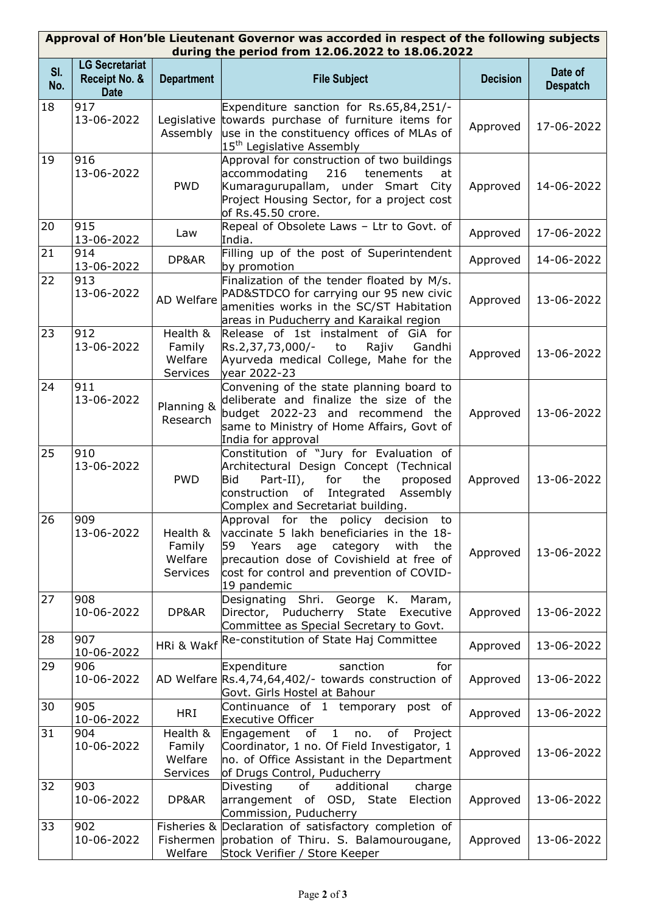| Approval of Hon'ble Lieutenant Governor was accorded in respect of the following subjects during the period from 12.06.2022 to 18.06.2022 | | | | | |
|---|---|---|---|---|---|
| **Sl. No.** | **LG Secretariat Receipt No. & Date** | **Department** | **File Subject** | **Decision** | **Date of Despatch** |
| 18 | 917 13-06-2022 | Legislative Assembly | Expenditure sanction for Rs.65,84,251/- towards purchase of furniture items for use in the constituency offices of MLAs of 15th Legislative Assembly | Approved | 17-06-2022 |
| 19 | 916 13-06-2022 | PWD | Approval for construction of two buildings accommodating 216 tenements at Kumaragurupallam, under Smart City Project Housing Sector, for a project cost of Rs.45.50 crore. | Approved | 14-06-2022 |
| 20 | 915 13-06-2022 | Law | Repeal of Obsolete Laws – Ltr to Govt. of India. | Approved | 17-06-2022 |
| 21 | 914 13-06-2022 | DP&AR | Filling up of the post of Superintendent by promotion | Approved | 14-06-2022 |
| 22 | 913 13-06-2022 | AD Welfare | Finalization of the tender floated by M/s. PAD&STDCO for carrying our 95 new civic amenities works in the SC/ST Habitation areas in Puducherry and Karaikal region | Approved | 13-06-2022 |
| 23 | 912 13-06-2022 | Health & Family Welfare Services | Release of 1st instalment of GiA for Rs.2,37,73,000/- to Rajiv Gandhi Ayurveda medical College, Mahe for the year 2022-23 | Approved | 13-06-2022 |
| 24 | 911 13-06-2022 | Planning & Research | Convening of the state planning board to deliberate and finalize the size of the budget 2022-23 and recommend the same to Ministry of Home Affairs, Govt of India for approval | Approved | 13-06-2022 |
| 25 | 910 13-06-2022 | PWD | Constitution of "Jury for Evaluation of Architectural Design Concept (Technical Bid Part-II), for the proposed construction of Integrated Assembly Complex and Secretariat building. | Approved | 13-06-2022 |
| 26 | 909 13-06-2022 | Health & Family Welfare Services | Approval for the policy decision to vaccinate 5 lakh beneficiaries in the 18-59 Years age category with the precaution dose of Covishield at free of cost for control and prevention of COVID-19 pandemic | Approved | 13-06-2022 |
| 27 | 908 10-06-2022 | DP&AR | Designating Shri. George K. Maram, Director, Puducherry State Executive Committee as Special Secretary to Govt. | Approved | 13-06-2022 |
| 28 | 907 10-06-2022 | HRi & Wakf | Re-constitution of State Haj Committee | Approved | 13-06-2022 |
| 29 | 906 10-06-2022 | AD Welfare | Expenditure sanction for Rs.4,74,64,402/- towards construction of Govt. Girls Hostel at Bahour | Approved | 13-06-2022 |
| 30 | 905 10-06-2022 | HRI | Continuance of 1 temporary post of Executive Officer | Approved | 13-06-2022 |
| 31 | 904 10-06-2022 | Health & Family Welfare Services | Engagement of 1 no. of Project Coordinator, 1 no. Of Field Investigator, 1 no. of Office Assistant in the Department of Drugs Control, Puducherry | Approved | 13-06-2022 |
| 32 | 903 10-06-2022 | DP&AR | Divesting of additional charge arrangement of OSD, State Election Commission, Puducherry | Approved | 13-06-2022 |
| 33 | 902 10-06-2022 | Fisheries & Fishermen Welfare | Declaration of satisfactory completion of probation of Thiru. S. Balamourougane, Stock Verifier / Store Keeper | Approved | 13-06-2022 |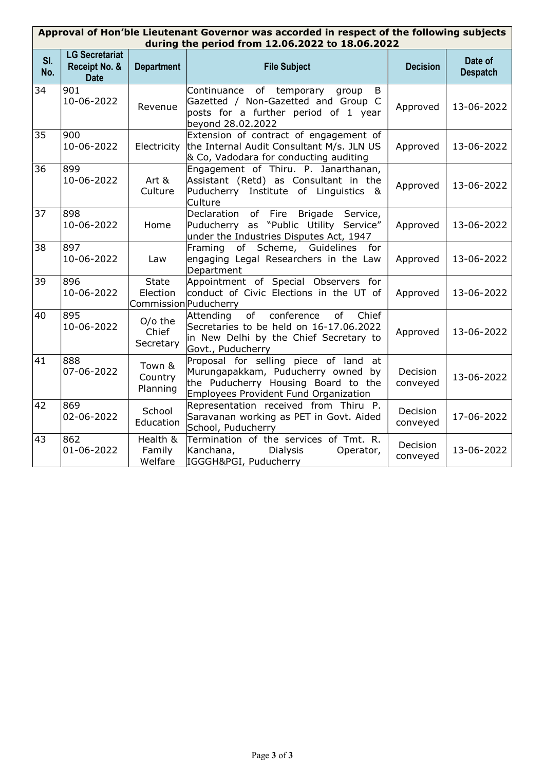| Approval of Hon'ble Lieutenant Governor was accorded in respect of the following subjects during the period from 12.06.2022 to 18.06.2022 | | | | | |
|---|---|---|---|---|---|
| **Sl. No.** | **LG Secretariat Receipt No. & Date** | **Department** | **File Subject** | **Decision** | **Date of Despatch** |
| 34 | 901 10-06-2022 | Revenue | Continuance of temporary group B Gazetted / Non-Gazetted and Group C posts for a further period of 1 year beyond 28.02.2022 | Approved | 13-06-2022 |
| 35 | 900 10-06-2022 | Electricity | Extension of contract of engagement of the Internal Audit Consultant M/s. JLN US & Co, Vadodara for conducting auditing | Approved | 13-06-2022 |
| 36 | 899 10-06-2022 | Art & Culture | Engagement of Thiru. P. Janarthanan, Assistant (Retd) as Consultant in the Puducherry Institute of Linguistics & Culture | Approved | 13-06-2022 |
| 37 | 898 10-06-2022 | Home | Declaration of Fire Brigade Service, Puducherry as "Public Utility Service" under the Industries Disputes Act, 1947 | Approved | 13-06-2022 |
| 38 | 897 10-06-2022 | Law | Framing of Scheme, Guidelines for engaging Legal Researchers in the Law Department | Approved | 13-06-2022 |
| 39 | 896 10-06-2022 | State Election Commission | Appointment of Special Observers for conduct of Civic Elections in the UT of Puducherry | Approved | 13-06-2022 |
| 40 | 895 10-06-2022 | O/o the Chief Secretary | Attending of conference of Chief Secretaries to be held on 16-17.06.2022 in New Delhi by the Chief Secretary to Govt., Puducherry | Approved | 13-06-2022 |
| 41 | 888 07-06-2022 | Town & Country Planning | Proposal for selling piece of land at Murungapakkam, Puducherry owned by the Puducherry Housing Board to the Employees Provident Fund Organization | Decision conveyed | 13-06-2022 |
| 42 | 869 02-06-2022 | School Education | Representation received from Thiru P. Saravanan working as PET in Govt. Aided School, Puducherry | Decision conveyed | 17-06-2022 |
| 43 | 862 01-06-2022 | Health & Family Welfare | Termination of the services of Tmt. R. Kanchana, Dialysis Operator, IGGGH&PGI, Puducherry | Decision conveyed | 13-06-2022 |